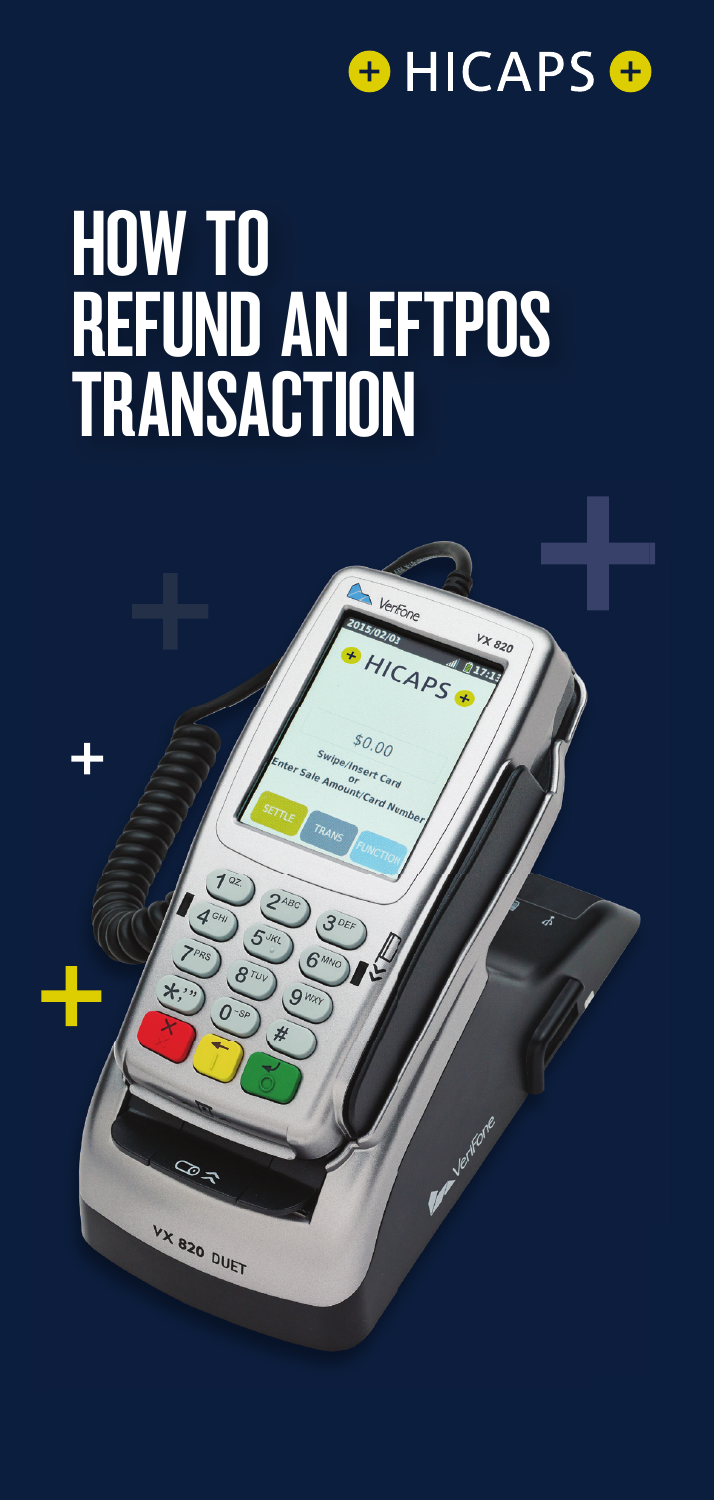HICAPS

# HOW TO REFUND AN EFTPOS TRANSACTION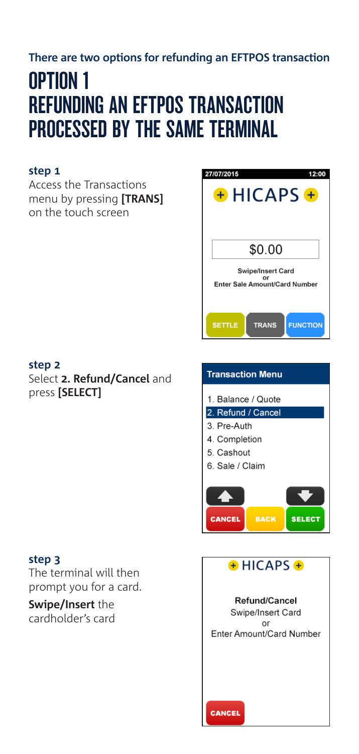**There are two options for refunding an EFTPOS transaction**

# OPTION 1 REFUNDING AN EFTPOS TRANSACTION PROCESSED BY THE SAME TERMINAL

### step 1

Access the Transactions menu by pressing **[TRANS]** on the touch screen

27/07/2015 12:00

HICAPS

$0.00

Swipe/Insert Card
or
Enter Sale Amount/Card Number

SETTLE TRANS FUNCTION

### step 2

Select **2. Refund/Cancel** and press **[SELECT]**

**Transaction Menu**

1. Balance / Quote
2. Refund / Cancel
3. Pre-Auth
4. Completion
5. Cashout
6. Sale / Claim

CANCEL BACK SELECT

### step 3

The terminal will then prompt you for a card.

**Swipe/Insert** the cardholder's card

HICAPS

Refund/Cancel
Swipe/Insert Card
or
Enter Amount/Card Number

CANCEL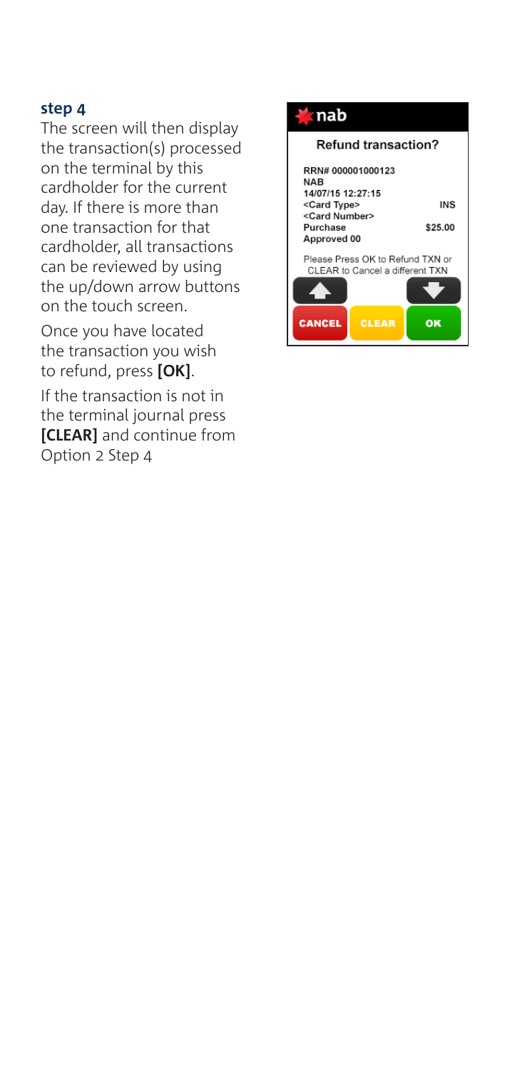### step 4

The screen will then display the transaction(s) processed on the terminal by this cardholder for the current day. If there is more than one transaction for that cardholder, all transactions can be reviewed by using the up/down arrow buttons on the touch screen.

Once you have located the transaction you wish to refund, press **[OK]**.

If the transaction is not in the terminal journal press **[CLEAR]** and continue from Option 2 Step 4

nab

**Refund transaction?**

RRN# 000001000123
NAB
14/07/15 12:27:15
<Card Type> INS
<Card Number>
Purchase $25.00
Approved 00

Please Press OK to Refund TXN or CLEAR to Cancel a different TXN

CANCEL CLEAR OK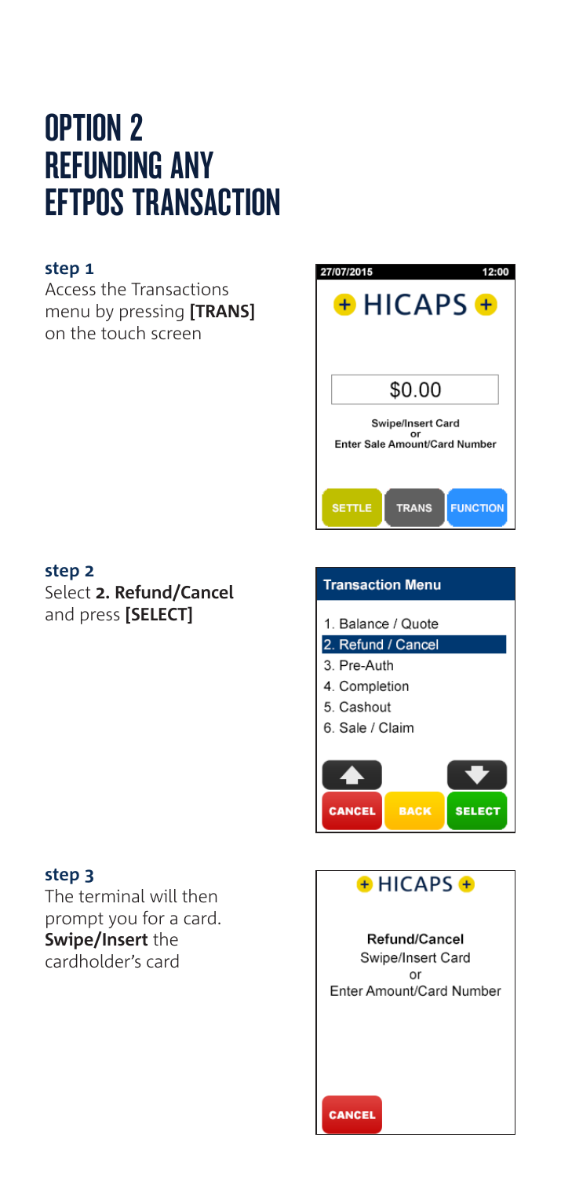# OPTION 2
# REFUNDING ANY EFTPOS TRANSACTION

**step 1**

Access the Transactions menu by pressing **[TRANS]** on the touch screen

27/07/2015 12:00

HICAPS

$0.00

Swipe/Insert Card
or
Enter Sale Amount/Card Number

SETTLE TRANS FUNCTION

**step 2**

Select **2. Refund/Cancel** and press **[SELECT]**

Transaction Menu

1. Balance / Quote
2. Refund / Cancel
3. Pre-Auth
4. Completion
5. Cashout
6. Sale / Claim

CANCEL BACK SELECT

**step 3**

The terminal will then prompt you for a card. **Swipe/Insert** the cardholder's card

HICAPS

Refund/Cancel
Swipe/Insert Card
or
Enter Amount/Card Number

CANCEL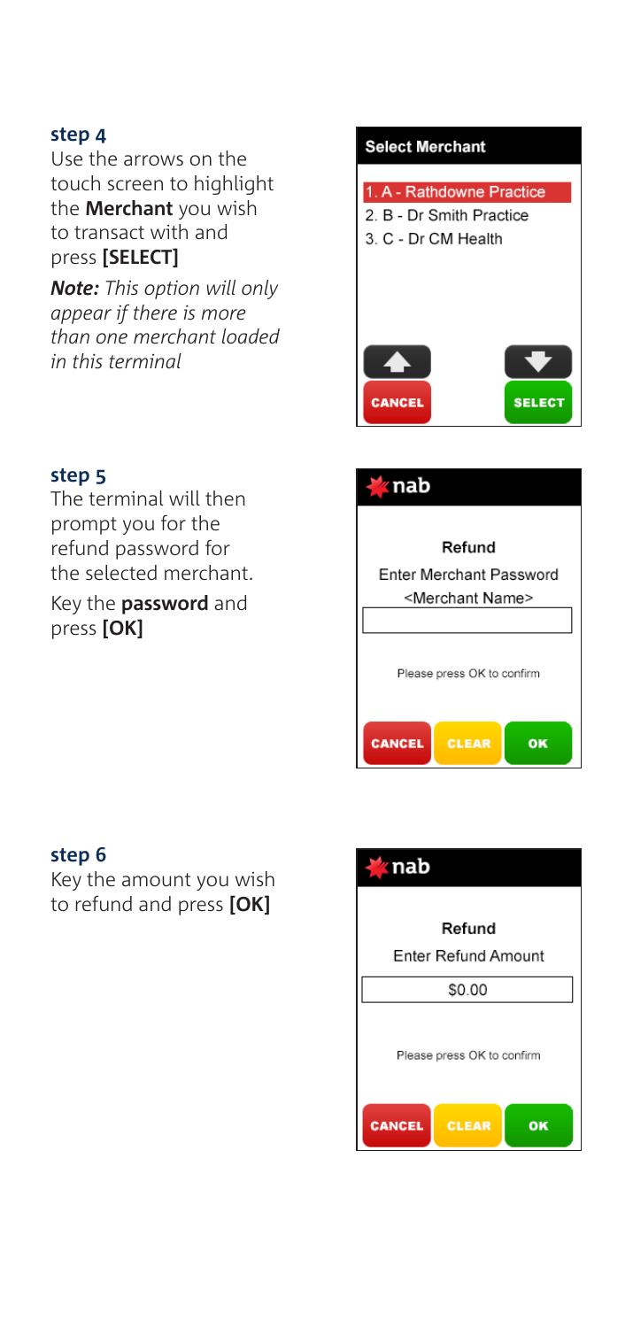**step 4**

Use the arrows on the touch screen to highlight the **Merchant** you wish to transact with and press **[SELECT]**

***Note:*** *This option will only appear if there is more than one merchant loaded in this terminal*

**Select Merchant**

1. A - Rathdowne Practice
2. B - Dr Smith Practice
3. C - Dr CM Health

CANCEL SELECT

**step 5**

The terminal will then prompt you for the refund password for the selected merchant.

Key the **password** and press **[OK]**

nab

Refund

Enter Merchant Password

<Merchant Name>

Please press OK to confirm

CANCEL CLEAR OK

**step 6**

Key the amount you wish to refund and press **[OK]**

nab

Refund

Enter Refund Amount

$0.00

Please press OK to confirm

CANCEL CLEAR OK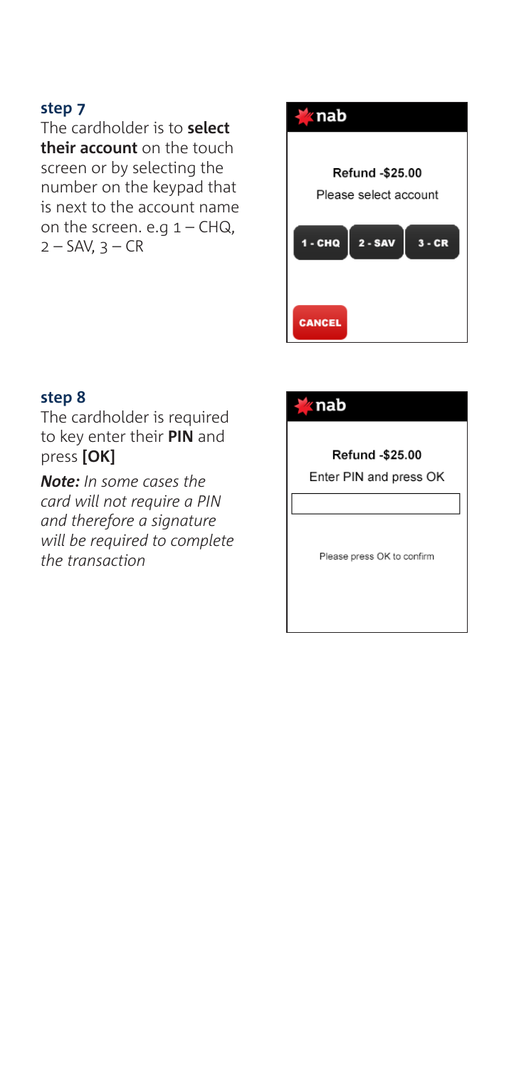### step 7

The cardholder is to **select their account** on the touch screen or by selecting the number on the keypad that is next to the account name on the screen. e.g 1 – CHQ, 2 – SAV, 3 – CR

nab

**Refund -$25.00**

Please select account

1 - CHQ | 2 - SAV | 3 - CR

CANCEL

### step 8

The cardholder is required to key enter their **PIN** and press **[OK]**

***Note:*** *In some cases the card will not require a PIN and therefore a signature will be required to complete the transaction*

nab

**Refund -$25.00**

Enter PIN and press OK

Please press OK to confirm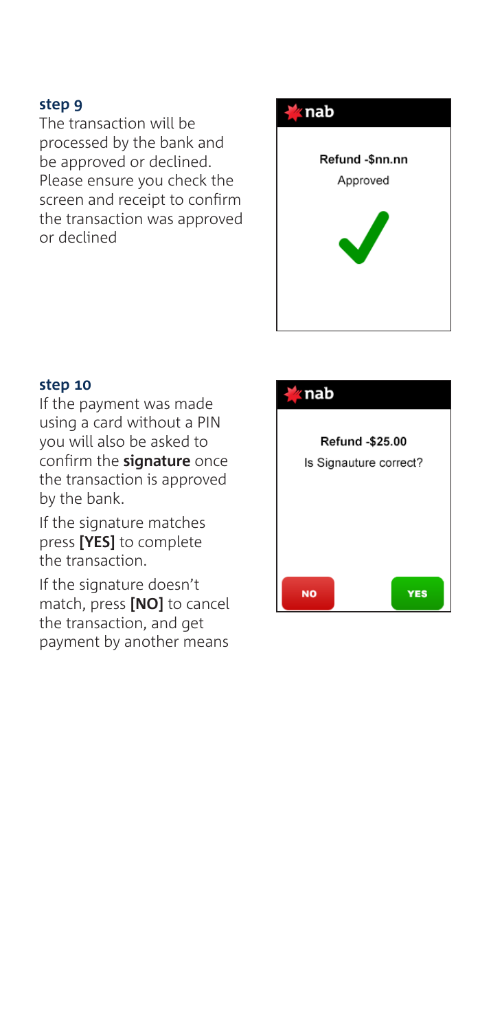### step 9

The transaction will be processed by the bank and be approved or declined. Please ensure you check the screen and receipt to confirm the transaction was approved or declined

nab

**Refund -$nn.nn**

Approved

### step 10

If the payment was made using a card without a PIN you will also be asked to confirm the **signature** once the transaction is approved by the bank.

If the signature matches press **[YES]** to complete the transaction.

If the signature doesn't match, press **[NO]** to cancel the transaction, and get payment by another means

nab

**Refund -$25.00**

Is Signauture correct?

NO YES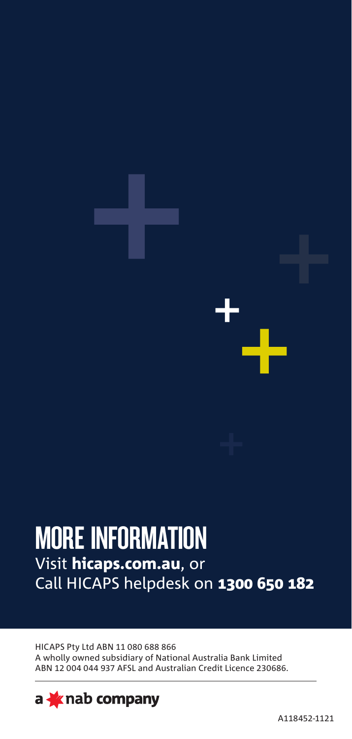# MORE INFORMATION

Visit **hicaps.com.au**, or
Call HICAPS helpdesk on **1300 650 182**

HICAPS Pty Ltd ABN 11 080 688 866
A wholly owned subsidiary of National Australia Bank Limited
ABN 12 004 044 937 AFSL and Australian Credit Licence 230686.

a nab company

A118452-1121